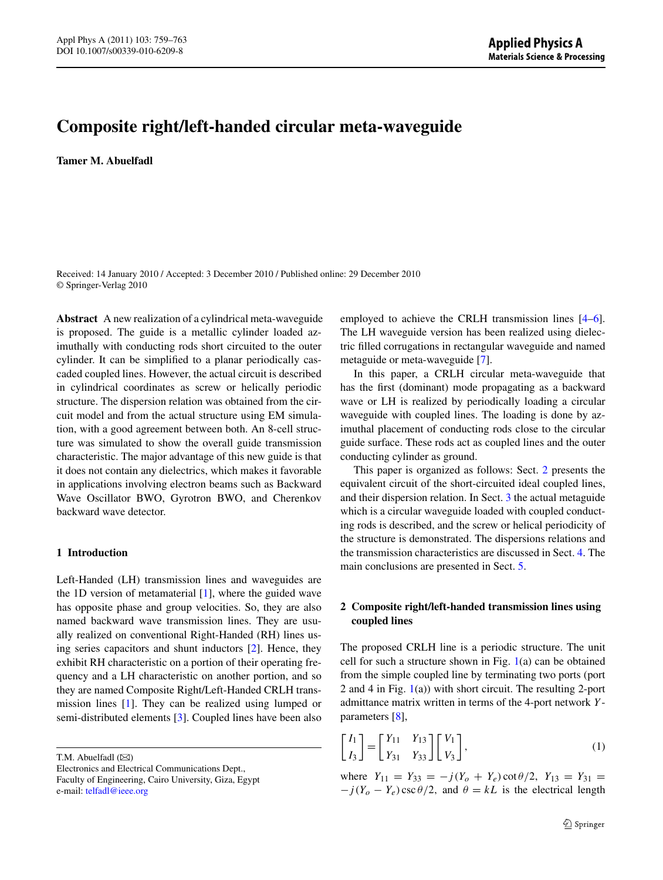# Composite right/left-handed circular meta-waveguide

**Tamer M. Abuelfadl**

Received: 14 January 2010 / Accepted: 3 December 2010 / Published online: 29 December 2010
© Springer-Verlag 2010

**Abstract** A new realization of a cylindrical meta-waveguide is proposed. The guide is a metallic cylinder loaded azimuthally with conducting rods short circuited to the outer cylinder. It can be simplified to a planar periodically cascaded coupled lines. However, the actual circuit is described in cylindrical coordinates as screw or helically periodic structure. The dispersion relation was obtained from the circuit model and from the actual structure using EM simulation, with a good agreement between both. An 8-cell structure was simulated to show the overall guide transmission characteristic. The major advantage of this new guide is that it does not contain any dielectrics, which makes it favorable in applications involving electron beams such as Backward Wave Oscillator BWO, Gyrotron BWO, and Cherenkov backward wave detector.

## 1 Introduction

Left-Handed (LH) transmission lines and waveguides are the 1D version of metamaterial [1], where the guided wave has opposite phase and group velocities. So, they are also named backward wave transmission lines. They are usually realized on conventional Right-Handed (RH) lines using series capacitors and shunt inductors [2]. Hence, they exhibit RH characteristic on a portion of their operating frequency and a LH characteristic on another portion, and so they are named Composite Right/Left-Handed CRLH transmission lines [1]. They can be realized using lumped or semi-distributed elements [3]. Coupled lines have been also employed to achieve the CRLH transmission lines [4–6]. The LH waveguide version has been realized using dielectric filled corrugations in rectangular waveguide and named metaguide or meta-waveguide [7].

In this paper, a CRLH circular meta-waveguide that has the first (dominant) mode propagating as a backward wave or LH is realized by periodically loading a circular waveguide with coupled lines. The loading is done by azimuthal placement of conducting rods close to the circular guide surface. These rods act as coupled lines and the outer conducting cylinder as ground.

This paper is organized as follows: Sect. 2 presents the equivalent circuit of the short-circuited ideal coupled lines, and their dispersion relation. In Sect. 3 the actual metaguide which is a circular waveguide loaded with coupled conducting rods is described, and the screw or helical periodicity of the structure is demonstrated. The dispersions relations and the transmission characteristics are discussed in Sect. 4. The main conclusions are presented in Sect. 5.

## 2 Composite right/left-handed transmission lines using coupled lines

The proposed CRLH line is a periodic structure. The unit cell for such a structure shown in Fig. 1(a) can be obtained from the simple coupled line by terminating two ports (port 2 and 4 in Fig. 1(a)) with short circuit. The resulting 2-port admittance matrix written in terms of the 4-port network $Y$-parameters [8],

$$\begin{bmatrix} I_1 \\ I_3 \end{bmatrix} = \begin{bmatrix} Y_{11} & Y_{13} \\ Y_{31} & Y_{33} \end{bmatrix} \begin{bmatrix} V_1 \\ V_3 \end{bmatrix}, \tag{1}$$

where $Y_{11} = Y_{33} = -j(Y_o + Y_e)\cot\theta/2$, $Y_{13} = Y_{31} = -j(Y_o - Y_e)\csc\theta/2$, and $\theta = kL$ is the electrical length

---

T.M. Abuelfadl (✉)
Electronics and Electrical Communications Dept.,
Faculty of Engineering, Cairo University, Giza, Egypt
e-mail: telfadl@ieee.org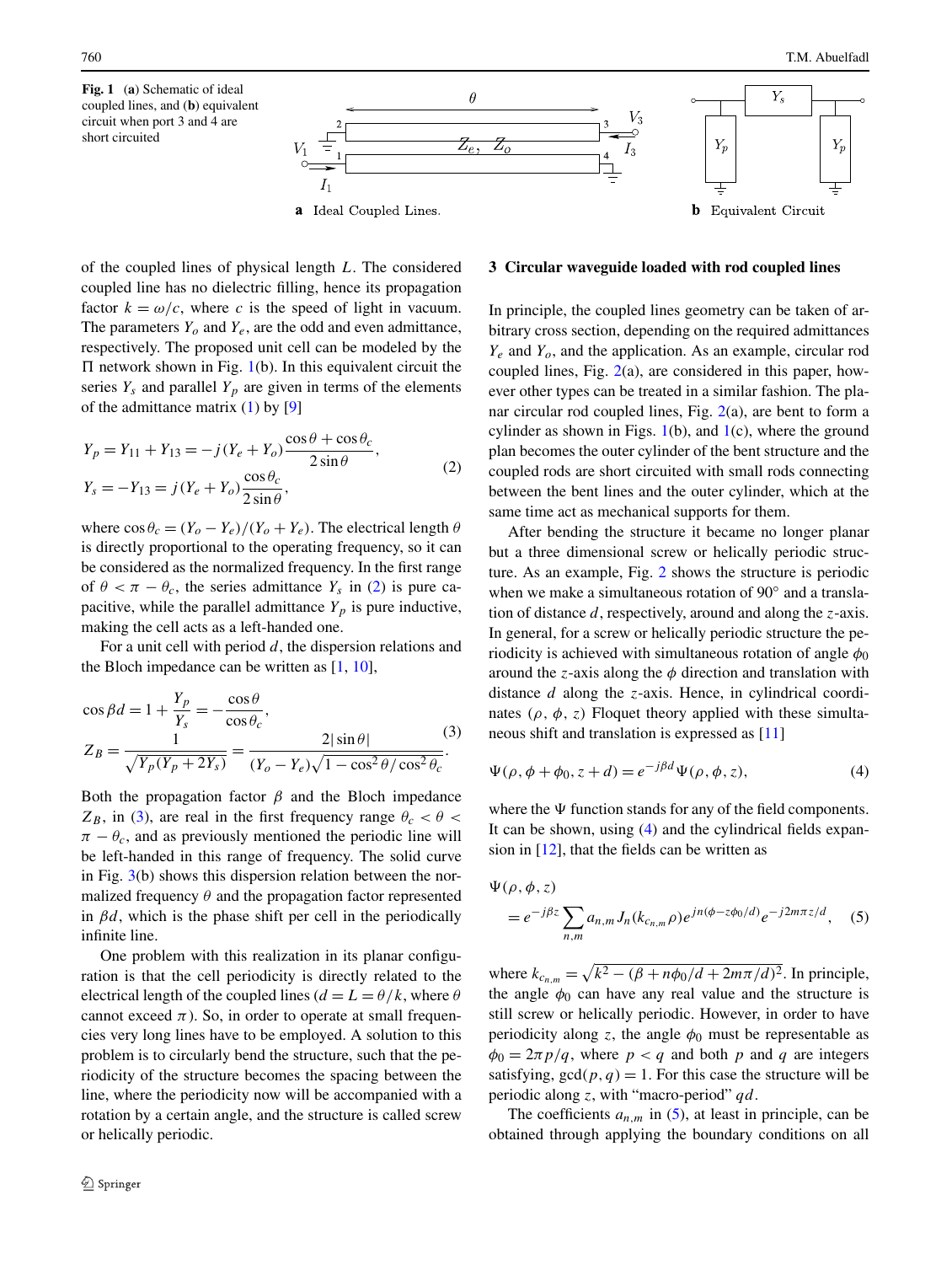**Fig. 1** (**a**) Schematic of ideal coupled lines, and (**b**) equivalent circuit when port 3 and 4 are short circuited

**a** Ideal Coupled Lines.

**b** Equivalent Circuit

of the coupled lines of physical length $L$. The considered coupled line has no dielectric filling, hence its propagation factor $k = \omega/c$, where $c$ is the speed of light in vacuum. The parameters $Y_o$ and $Y_e$, are the odd and even admittance, respectively. The proposed unit cell can be modeled by the $\Pi$ network shown in Fig. 1(b). In this equivalent circuit the series $Y_s$ and parallel $Y_p$ are given in terms of the elements of the admittance matrix (1) by [9]

$$
\begin{aligned}
Y_p &= Y_{11} + Y_{13} = -j(Y_e + Y_o)\frac{\cos\theta + \cos\theta_c}{2\sin\theta}, \\
Y_s &= -Y_{13} = j(Y_e + Y_o)\frac{\cos\theta_c}{2\sin\theta},
\end{aligned}
\tag{2}
$$

where $\cos\theta_c = (Y_o - Y_e)/(Y_o + Y_e)$. The electrical length $\theta$ is directly proportional to the operating frequency, so it can be considered as the normalized frequency. In the first range of $\theta < \pi - \theta_c$, the series admittance $Y_s$ in (2) is pure capacitive, while the parallel admittance $Y_p$ is pure inductive, making the cell acts as a left-handed one.

For a unit cell with period $d$, the dispersion relations and the Bloch impedance can be written as [1, 10],

$$
\begin{aligned}
\cos\beta d &= 1 + \frac{Y_p}{Y_s} = -\frac{\cos\theta}{\cos\theta_c}, \\
Z_B &= \frac{1}{\sqrt{Y_p(Y_p + 2Y_s)}} = \frac{2|\sin\theta|}{(Y_o - Y_e)\sqrt{1 - \cos^2\theta/\cos^2\theta_c}}.
\end{aligned}
\tag{3}
$$

Both the propagation factor $\beta$ and the Bloch impedance $Z_B$, in (3), are real in the first frequency range $\theta_c < \theta < \pi - \theta_c$, and as previously mentioned the periodic line will be left-handed in this range of frequency. The solid curve in Fig. 3(b) shows this dispersion relation between the normalized frequency $\theta$ and the propagation factor represented in $\beta d$, which is the phase shift per cell in the periodically infinite line.

One problem with this realization in its planar configuration is that the cell periodicity is directly related to the electrical length of the coupled lines ($d = L = \theta/k$, where $\theta$ cannot exceed $\pi$). So, in order to operate at small frequencies very long lines have to be employed. A solution to this problem is to circularly bend the structure, such that the periodicity of the structure becomes the spacing between the line, where the periodicity now will be accompanied with a rotation by a certain angle, and the structure is called screw or helically periodic.

## 3 Circular waveguide loaded with rod coupled lines

In principle, the coupled lines geometry can be taken of arbitrary cross section, depending on the required admittances $Y_e$ and $Y_o$, and the application. As an example, circular rod coupled lines, Fig. 2(a), are considered in this paper, however other types can be treated in a similar fashion. The planar circular rod coupled lines, Fig. 2(a), are bent to form a cylinder as shown in Figs. 1(b), and 1(c), where the ground plan becomes the outer cylinder of the bent structure and the coupled rods are short circuited with small rods connecting between the bent lines and the outer cylinder, which at the same time act as mechanical supports for them.

After bending the structure it became no longer planar but a three dimensional screw or helically periodic structure. As an example, Fig. 2 shows the structure is periodic when we make a simultaneous rotation of 90° and a translation of distance $d$, respectively, around and along the $z$-axis. In general, for a screw or helically periodic structure the periodicity is achieved with simultaneous rotation of angle $\phi_0$ around the $z$-axis along the $\phi$ direction and translation with distance $d$ along the $z$-axis. Hence, in cylindrical coordinates ($\rho$, $\phi$, $z$) Floquet theory applied with these simultaneous shift and translation is expressed as [11]

$$
\Psi(\rho, \phi + \phi_0, z + d) = e^{-j\beta d}\Psi(\rho, \phi, z),
\tag{4}
$$

where the $\Psi$ function stands for any of the field components. It can be shown, using (4) and the cylindrical fields expansion in [12], that the fields can be written as

$$
\Psi(\rho, \phi, z) = e^{-j\beta z}\sum_{n,m} a_{n,m} J_n(k_{c_{n,m}}\rho) e^{jn(\phi - z\phi_0/d)} e^{-j2m\pi z/d},
\tag{5}
$$

where $k_{c_{n,m}} = \sqrt{k^2 - (\beta + n\phi_0/d + 2m\pi/d)^2}$. In principle, the angle $\phi_0$ can have any real value and the structure is still screw or helically periodic. However, in order to have periodicity along $z$, the angle $\phi_0$ must be representable as $\phi_0 = 2\pi p/q$, where $p < q$ and both $p$ and $q$ are integers satisfying, $\gcd(p, q) = 1$. For this case the structure will be periodic along $z$, with "macro-period" $qd$.

The coefficients $a_{n,m}$ in (5), at least in principle, can be obtained through applying the boundary conditions on all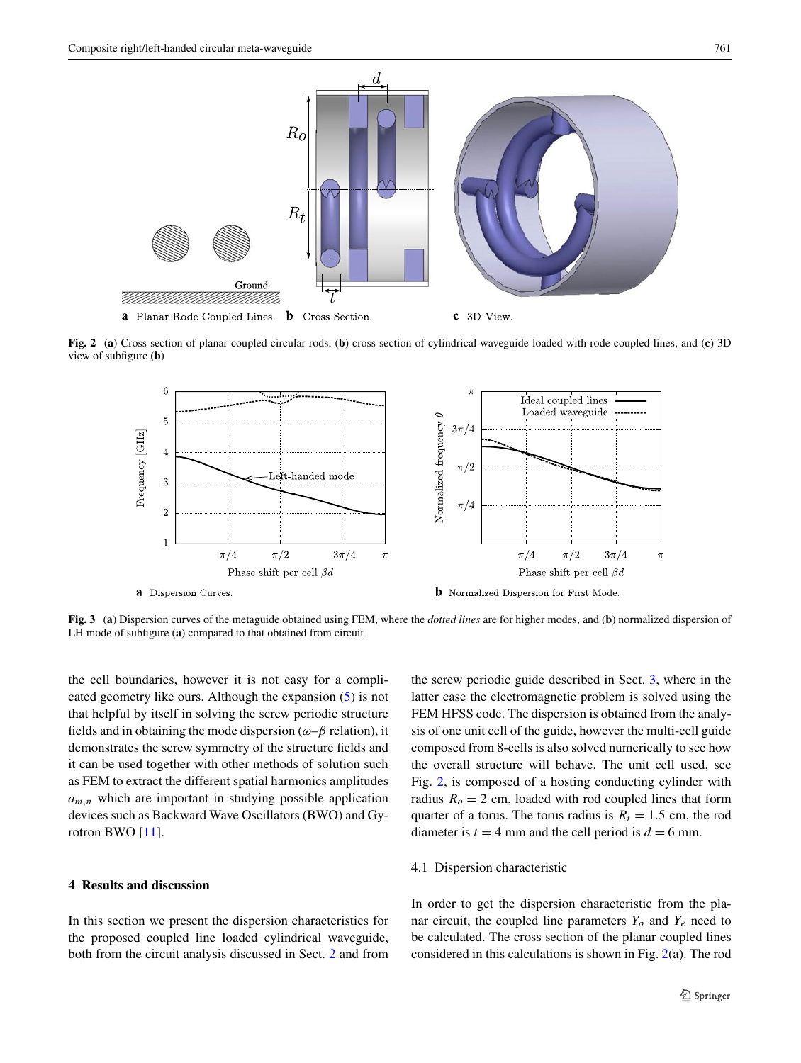**a** Planar Rode Coupled Lines. **b** Cross Section. **c** 3D View.

**Fig. 2** (**a**) Cross section of planar coupled circular rods, (**b**) cross section of cylindrical waveguide loaded with rode coupled lines, and (**c**) 3D view of subfigure (**b**)

**a** Dispersion Curves. **b** Normalized Dispersion for First Mode.

**Fig. 3** (**a**) Dispersion curves of the metaguide obtained using FEM, where the *dotted lines* are for higher modes, and (**b**) normalized dispersion of LH mode of subfigure (**a**) compared to that obtained from circuit

the cell boundaries, however it is not easy for a complicated geometry like ours. Although the expansion (5) is not that helpful by itself in solving the screw periodic structure fields and in obtaining the mode dispersion ($\omega$–$\beta$ relation), it demonstrates the screw symmetry of the structure fields and it can be used together with other methods of solution such as FEM to extract the different spatial harmonics amplitudes $a_{m,n}$ which are important in studying possible application devices such as Backward Wave Oscillators (BWO) and Gyrotron BWO [11].

## 4 Results and discussion

In this section we present the dispersion characteristics for the proposed coupled line loaded cylindrical waveguide, both from the circuit analysis discussed in Sect. 2 and from the screw periodic guide described in Sect. 3, where in the latter case the electromagnetic problem is solved using the FEM HFSS code. The dispersion is obtained from the analysis of one unit cell of the guide, however the multi-cell guide composed from 8-cells is also solved numerically to see how the overall structure will behave. The unit cell used, see Fig. 2, is composed of a hosting conducting cylinder with radius $R_o = 2$ cm, loaded with rod coupled lines that form quarter of a torus. The torus radius is $R_t = 1.5$ cm, the rod diameter is $t = 4$ mm and the cell period is $d = 6$ mm.

### 4.1 Dispersion characteristic

In order to get the dispersion characteristic from the planar circuit, the coupled line parameters $Y_o$ and $Y_e$ need to be calculated. The cross section of the planar coupled lines considered in this calculations is shown in Fig. 2(a). The rod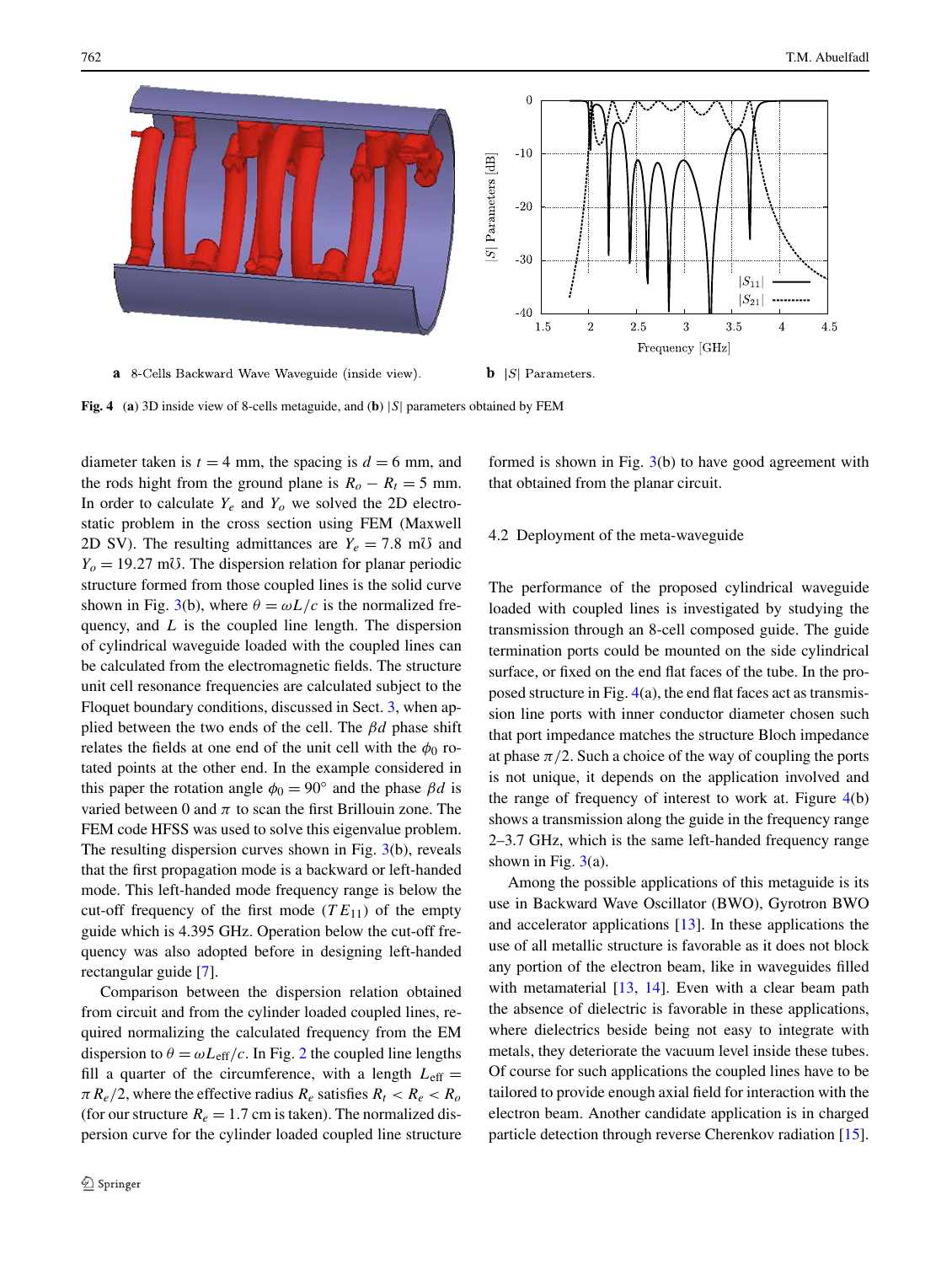a 8-Cells Backward Wave Waveguide (inside view).

b $|S|$ Parameters.

**Fig. 4** (**a**) 3D inside view of 8-cells metaguide, and (**b**) $|S|$ parameters obtained by FEM

diameter taken is $t = 4$ mm, the spacing is $d = 6$ mm, and the rods hight from the ground plane is $R_o - R_t = 5$ mm. In order to calculate $Y_e$ and $Y_o$ we solved the 2D electrostatic problem in the cross section using FEM (Maxwell 2D SV). The resulting admittances are $Y_e = 7.8$ m℧ and $Y_o = 19.27$ m℧. The dispersion relation for planar periodic structure formed from those coupled lines is the solid curve shown in Fig. 3(b), where $\theta = \omega L/c$ is the normalized frequency, and $L$ is the coupled line length. The dispersion of cylindrical waveguide loaded with the coupled lines can be calculated from the electromagnetic fields. The structure unit cell resonance frequencies are calculated subject to the Floquet boundary conditions, discussed in Sect. 3, when applied between the two ends of the cell. The $\beta d$ phase shift relates the fields at one end of the unit cell with the $\phi_0$ rotated points at the other end. In the example considered in this paper the rotation angle $\phi_0 = 90°$ and the phase $\beta d$ is varied between 0 and $\pi$ to scan the first Brillouin zone. The FEM code HFSS was used to solve this eigenvalue problem. The resulting dispersion curves shown in Fig. 3(b), reveals that the first propagation mode is a backward or left-handed mode. This left-handed mode frequency range is below the cut-off frequency of the first mode ($TE_{11}$) of the empty guide which is 4.395 GHz. Operation below the cut-off frequency was also adopted before in designing left-handed rectangular guide [7].

Comparison between the dispersion relation obtained from circuit and from the cylinder loaded coupled lines, required normalizing the calculated frequency from the EM dispersion to $\theta = \omega L_{\text{eff}}/c$. In Fig. 2 the coupled line lengths fill a quarter of the circumference, with a length $L_{\text{eff}} = \pi R_e/2$, where the effective radius $R_e$ satisfies $R_t < R_e < R_o$ (for our structure $R_e = 1.7$ cm is taken). The normalized dispersion curve for the cylinder loaded coupled line structure formed is shown in Fig. 3(b) to have good agreement with that obtained from the planar circuit.

### 4.2 Deployment of the meta-waveguide

The performance of the proposed cylindrical waveguide loaded with coupled lines is investigated by studying the transmission through an 8-cell composed guide. The guide termination ports could be mounted on the side cylindrical surface, or fixed on the end flat faces of the tube. In the proposed structure in Fig. 4(a), the end flat faces act as transmission line ports with inner conductor diameter chosen such that port impedance matches the structure Bloch impedance at phase $\pi/2$. Such a choice of the way of coupling the ports is not unique, it depends on the application involved and the range of frequency of interest to work at. Figure 4(b) shows a transmission along the guide in the frequency range 2–3.7 GHz, which is the same left-handed frequency range shown in Fig. 3(a).

Among the possible applications of this metaguide is its use in Backward Wave Oscillator (BWO), Gyrotron BWO and accelerator applications [13]. In these applications the use of all metallic structure is favorable as it does not block any portion of the electron beam, like in waveguides filled with metamaterial [13, 14]. Even with a clear beam path the absence of dielectric is favorable in these applications, where dielectrics beside being not easy to integrate with metals, they deteriorate the vacuum level inside these tubes. Of course for such applications the coupled lines have to be tailored to provide enough axial field for interaction with the electron beam. Another candidate application is in charged particle detection through reverse Cherenkov radiation [15].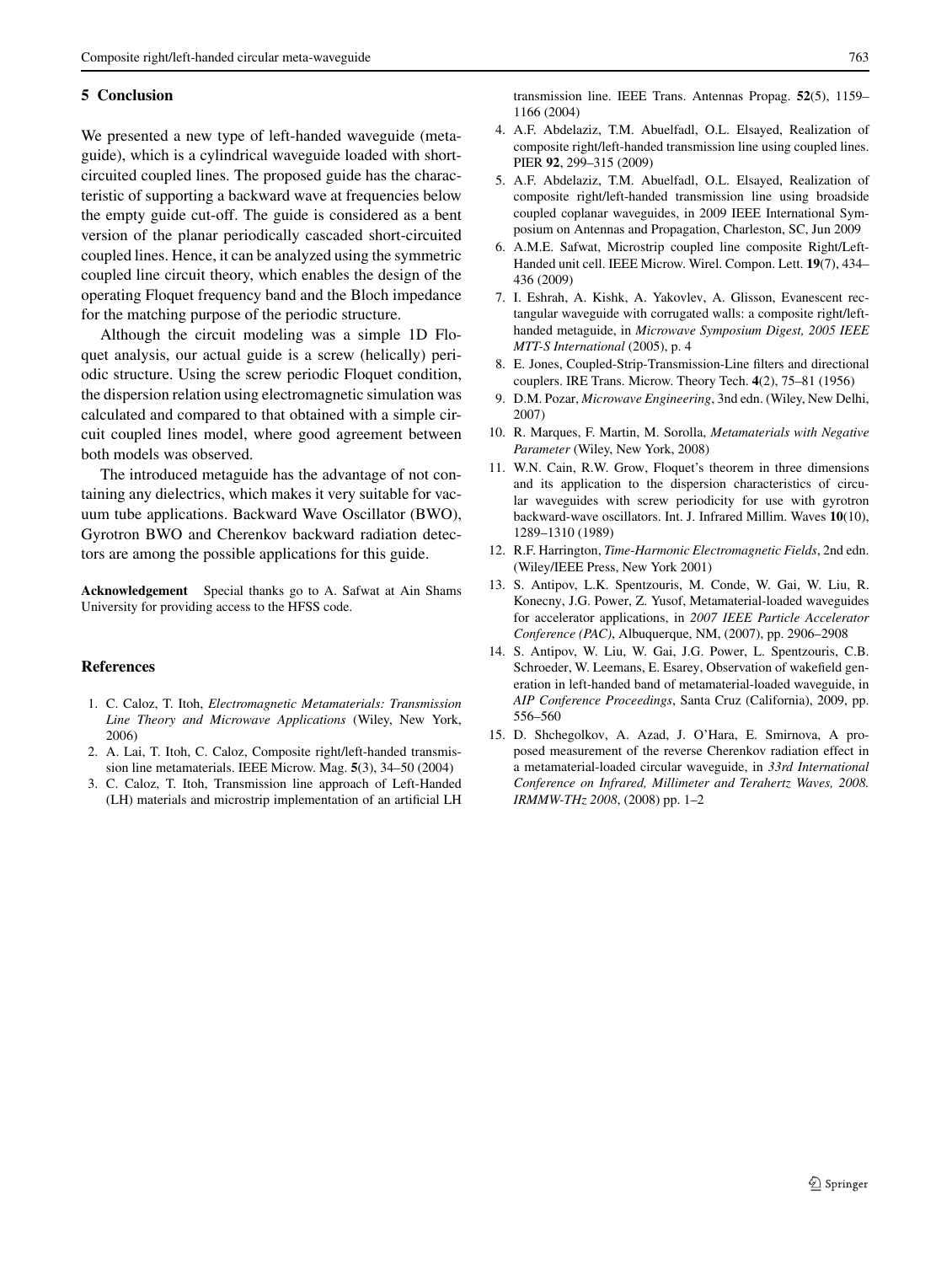## 5 Conclusion

We presented a new type of left-handed waveguide (metaguide), which is a cylindrical waveguide loaded with short-circuited coupled lines. The proposed guide has the characteristic of supporting a backward wave at frequencies below the empty guide cut-off. The guide is considered as a bent version of the planar periodically cascaded short-circuited coupled lines. Hence, it can be analyzed using the symmetric coupled line circuit theory, which enables the design of the operating Floquet frequency band and the Bloch impedance for the matching purpose of the periodic structure.

Although the circuit modeling was a simple 1D Floquet analysis, our actual guide is a screw (helically) periodic structure. Using the screw periodic Floquet condition, the dispersion relation using electromagnetic simulation was calculated and compared to that obtained with a simple circuit coupled lines model, where good agreement between both models was observed.

The introduced metaguide has the advantage of not containing any dielectrics, which makes it very suitable for vacuum tube applications. Backward Wave Oscillator (BWO), Gyrotron BWO and Cherenkov backward radiation detectors are among the possible applications for this guide.

**Acknowledgement** Special thanks go to A. Safwat at Ain Shams University for providing access to the HFSS code.

## References

1. C. Caloz, T. Itoh, *Electromagnetic Metamaterials: Transmission Line Theory and Microwave Applications* (Wiley, New York, 2006)
2. A. Lai, T. Itoh, C. Caloz, Composite right/left-handed transmission line metamaterials. IEEE Microw. Mag. **5**(3), 34–50 (2004)
3. C. Caloz, T. Itoh, Transmission line approach of Left-Handed (LH) materials and microstrip implementation of an artificial LH transmission line. IEEE Trans. Antennas Propag. **52**(5), 1159–1166 (2004)
4. A.F. Abdelaziz, T.M. Abuelfadl, O.L. Elsayed, Realization of composite right/left-handed transmission line using coupled lines. PIER **92**, 299–315 (2009)
5. A.F. Abdelaziz, T.M. Abuelfadl, O.L. Elsayed, Realization of composite right/left-handed transmission line using broadside coupled coplanar waveguides, in 2009 IEEE International Symposium on Antennas and Propagation, Charleston, SC, Jun 2009
6. A.M.E. Safwat, Microstrip coupled line composite Right/Left-Handed unit cell. IEEE Microw. Wirel. Compon. Lett. **19**(7), 434–436 (2009)
7. I. Eshrah, A. Kishk, A. Yakovlev, A. Glisson, Evanescent rectangular waveguide with corrugated walls: a composite right/left-handed metaguide, in *Microwave Symposium Digest, 2005 IEEE MTT-S International* (2005), p. 4
8. E. Jones, Coupled-Strip-Transmission-Line filters and directional couplers. IRE Trans. Microw. Theory Tech. **4**(2), 75–81 (1956)
9. D.M. Pozar, *Microwave Engineering*, 3nd edn. (Wiley, New Delhi, 2007)
10. R. Marques, F. Martin, M. Sorolla, *Metamaterials with Negative Parameter* (Wiley, New York, 2008)
11. W.N. Cain, R.W. Grow, Floquet's theorem in three dimensions and its application to the dispersion characteristics of circular waveguides with screw periodicity for use with gyrotron backward-wave oscillators. Int. J. Infrared Millim. Waves **10**(10), 1289–1310 (1989)
12. R.F. Harrington, *Time-Harmonic Electromagnetic Fields*, 2nd edn. (Wiley/IEEE Press, New York 2001)
13. S. Antipov, L.K. Spentzouris, M. Conde, W. Gai, W. Liu, R. Konecny, J.G. Power, Z. Yusof, Metamaterial-loaded waveguides for accelerator applications, in *2007 IEEE Particle Accelerator Conference (PAC)*, Albuquerque, NM, (2007), pp. 2906–2908
14. S. Antipov, W. Liu, W. Gai, J.G. Power, L. Spentzouris, C.B. Schroeder, W. Leemans, E. Esarey, Observation of wakefield generation in left-handed band of metamaterial-loaded waveguide, in *AIP Conference Proceedings*, Santa Cruz (California), 2009, pp. 556–560
15. D. Shchegolkov, A. Azad, J. O'Hara, E. Smirnova, A proposed measurement of the reverse Cherenkov radiation effect in a metamaterial-loaded circular waveguide, in *33rd International Conference on Infrared, Millimeter and Terahertz Waves, 2008. IRMMW-THz 2008*, (2008) pp. 1–2